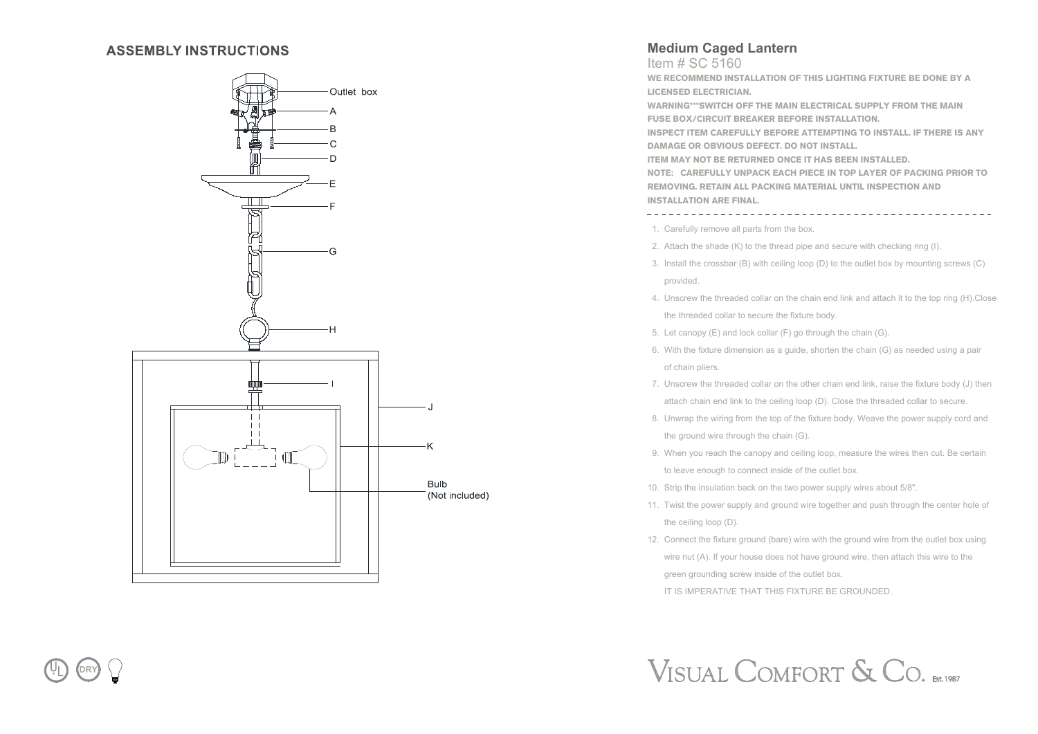## ASSEMBLY INSTRUCTIONS

Outlet box

A

B

C

D

E

F

G

H

I

J

K

Bulb
(Not included)

# Medium Caged Lantern

Item # SC 5160

**WE RECOMMEND INSTALLATION OF THIS LIGHTING FIXTURE BE DONE BY A LICENSED ELECTRICIAN.**

**WARNING***SWITCH OFF THE MAIN ELECTRICAL SUPPLY FROM THE MAIN FUSE BOX/CIRCUIT BREAKER BEFORE INSTALLATION.**

**INSPECT ITEM CAREFULLY BEFORE ATTEMPTING TO INSTALL. IF THERE IS ANY DAMAGE OR OBVIOUS DEFECT. DO NOT INSTALL.**

**ITEM MAY NOT BE RETURNED ONCE IT HAS BEEN INSTALLED.**

**NOTE: CAREFULLY UNPACK EACH PIECE IN TOP LAYER OF PACKING PRIOR TO REMOVING. RETAIN ALL PACKING MATERIAL UNTIL INSPECTION AND INSTALLATION ARE FINAL.**

---

1. Carefully remove all parts from the box.
2. Attach the shade (K) to the thread pipe and secure with checking ring (I).
3. Install the crossbar (B) with ceiling loop (D) to the outlet box by mounting screws (C) provided.
4. Unscrew the threaded collar on the chain end link and attach it to the top ring (H).Close the threaded collar to secure the fixture body.
5. Let canopy (E) and lock collar (F) go through the chain (G).
6. With the fixture dimension as a guide, shorten the chain (G) as needed using a pair of chain pliers.
7. Unscrew the threaded collar on the other chain end link, raise the fixture body (J) then attach chain end link to the ceiling loop (D). Close the threaded collar to secure.
8. Unwrap the wiring from the top of the fixture body. Weave the power supply cord and the ground wire through the chain (G).
9. When you reach the canopy and ceiling loop, measure the wires then cut. Be certain to leave enough to connect inside of the outlet box.
10. Strip the insulation back on the two power supply wires about 5/8".
11. Twist the power supply and ground wire together and push through the center hole of the ceiling loop (D).
12. Connect the fixture ground (bare) wire with the ground wire from the outlet box using wire nut (A). If your house does not have ground wire, then attach this wire to the green grounding screw inside of the outlet box.

    IT IS IMPERATIVE THAT THIS FIXTURE BE GROUNDED.

UL DRY

VISUAL COMFORT & CO. Est.1987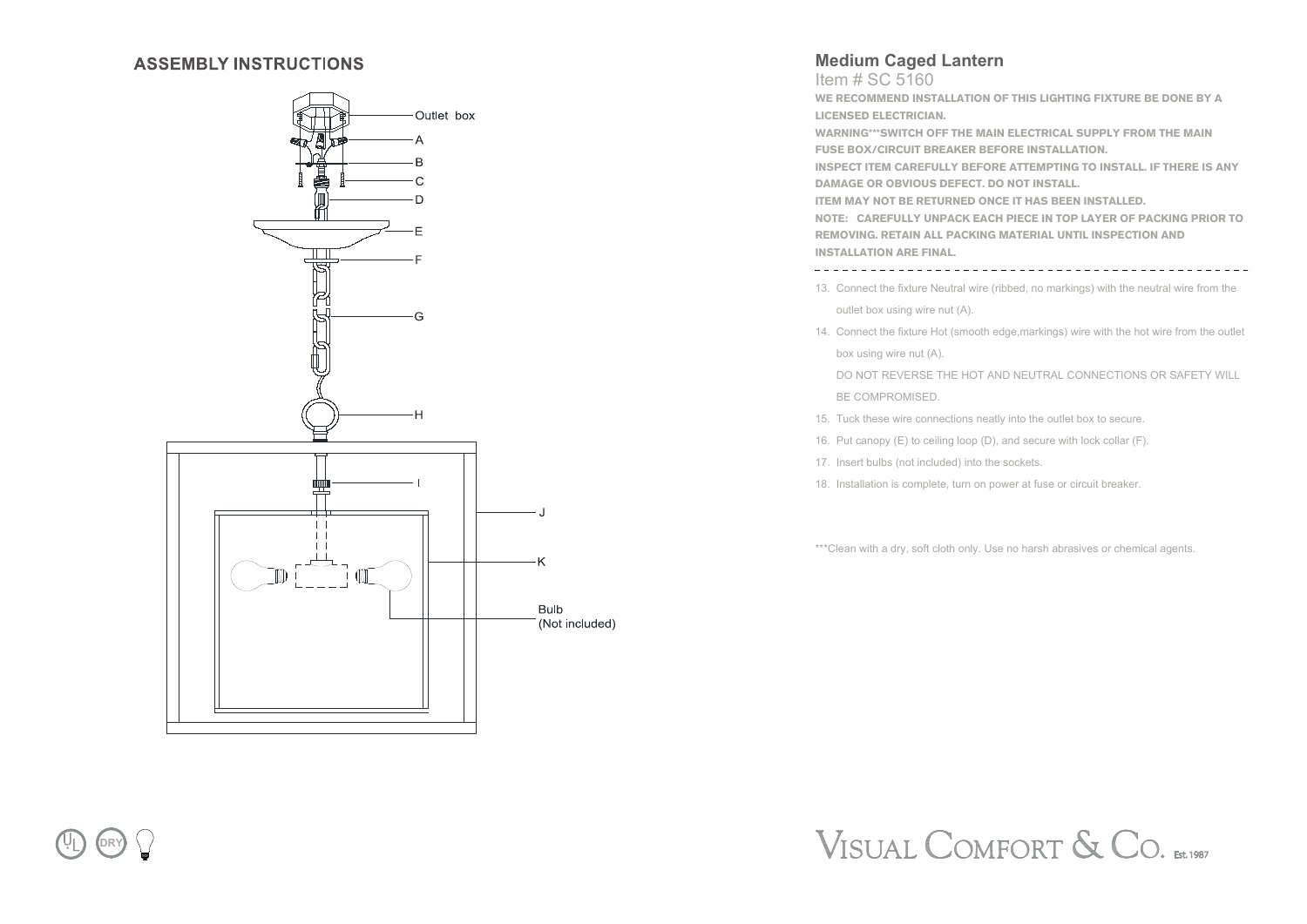## ASSEMBLY INSTRUCTIONS

Outlet box
A
B
C
D
E
F
G
H
I
J
K
Bulb
(Not included)

## Medium Caged Lantern

Item # SC 5160

**WE RECOMMEND INSTALLATION OF THIS LIGHTING FIXTURE BE DONE BY A LICENSED ELECTRICIAN.**

**WARNING***SWITCH OFF THE MAIN ELECTRICAL SUPPLY FROM THE MAIN FUSE BOX/CIRCUIT BREAKER BEFORE INSTALLATION.**

**INSPECT ITEM CAREFULLY BEFORE ATTEMPTING TO INSTALL. IF THERE IS ANY DAMAGE OR OBVIOUS DEFECT. DO NOT INSTALL.**

**ITEM MAY NOT BE RETURNED ONCE IT HAS BEEN INSTALLED.**

**NOTE: CAREFULLY UNPACK EACH PIECE IN TOP LAYER OF PACKING PRIOR TO REMOVING. RETAIN ALL PACKING MATERIAL UNTIL INSPECTION AND INSTALLATION ARE FINAL.**

---

13. Connect the fixture Neutral wire (ribbed, no markings) with the neutral wire from the outlet box using wire nut (A).
14. Connect the fixture Hot (smooth edge,markings) wire with the hot wire from the outlet box using wire nut (A).

    DO NOT REVERSE THE HOT AND NEUTRAL CONNECTIONS OR SAFETY WILL BE COMPROMISED.
15. Tuck these wire connections neatly into the outlet box to secure.
16. Put canopy (E) to ceiling loop (D), and secure with lock collar (F).
17. Insert bulbs (not included) into the sockets.
18. Installation is complete, turn on power at fuse or circuit breaker.

***Clean with a dry, soft cloth only. Use no harsh abrasives or chemical agents.

DRY

VISUAL COMFORT & CO. Est. 1987